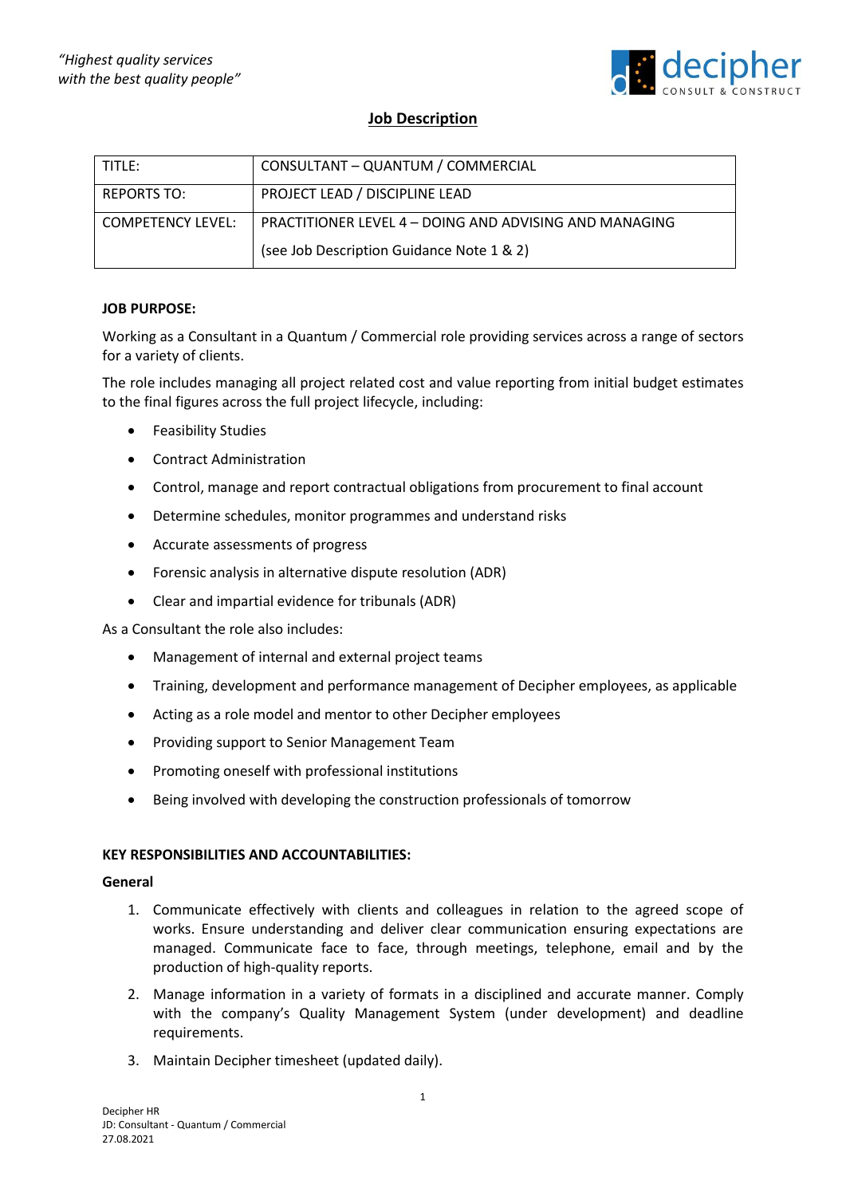*"Highest quality services*
*with the best quality people"*

# Job Description

| TITLE: | CONSULTANT – QUANTUM / COMMERCIAL |
|---|---|
| REPORTS TO: | PROJECT LEAD / DISCIPLINE LEAD |
| COMPETENCY LEVEL: | PRACTITIONER LEVEL 4 – DOING AND ADVISING AND MANAGING (see Job Description Guidance Note 1 & 2) |

**JOB PURPOSE:**

Working as a Consultant in a Quantum / Commercial role providing services across a range of sectors for a variety of clients.

The role includes managing all project related cost and value reporting from initial budget estimates to the final figures across the full project lifecycle, including:

- Feasibility Studies
- Contract Administration
- Control, manage and report contractual obligations from procurement to final account
- Determine schedules, monitor programmes and understand risks
- Accurate assessments of progress
- Forensic analysis in alternative dispute resolution (ADR)
- Clear and impartial evidence for tribunals (ADR)

As a Consultant the role also includes:

- Management of internal and external project teams
- Training, development and performance management of Decipher employees, as applicable
- Acting as a role model and mentor to other Decipher employees
- Providing support to Senior Management Team
- Promoting oneself with professional institutions
- Being involved with developing the construction professionals of tomorrow

**KEY RESPONSIBILITIES AND ACCOUNTABILITIES:**

**General**

1. Communicate effectively with clients and colleagues in relation to the agreed scope of works. Ensure understanding and deliver clear communication ensuring expectations are managed. Communicate face to face, through meetings, telephone, email and by the production of high-quality reports.
2. Manage information in a variety of formats in a disciplined and accurate manner. Comply with the company's Quality Management System (under development) and deadline requirements.
3. Maintain Decipher timesheet (updated daily).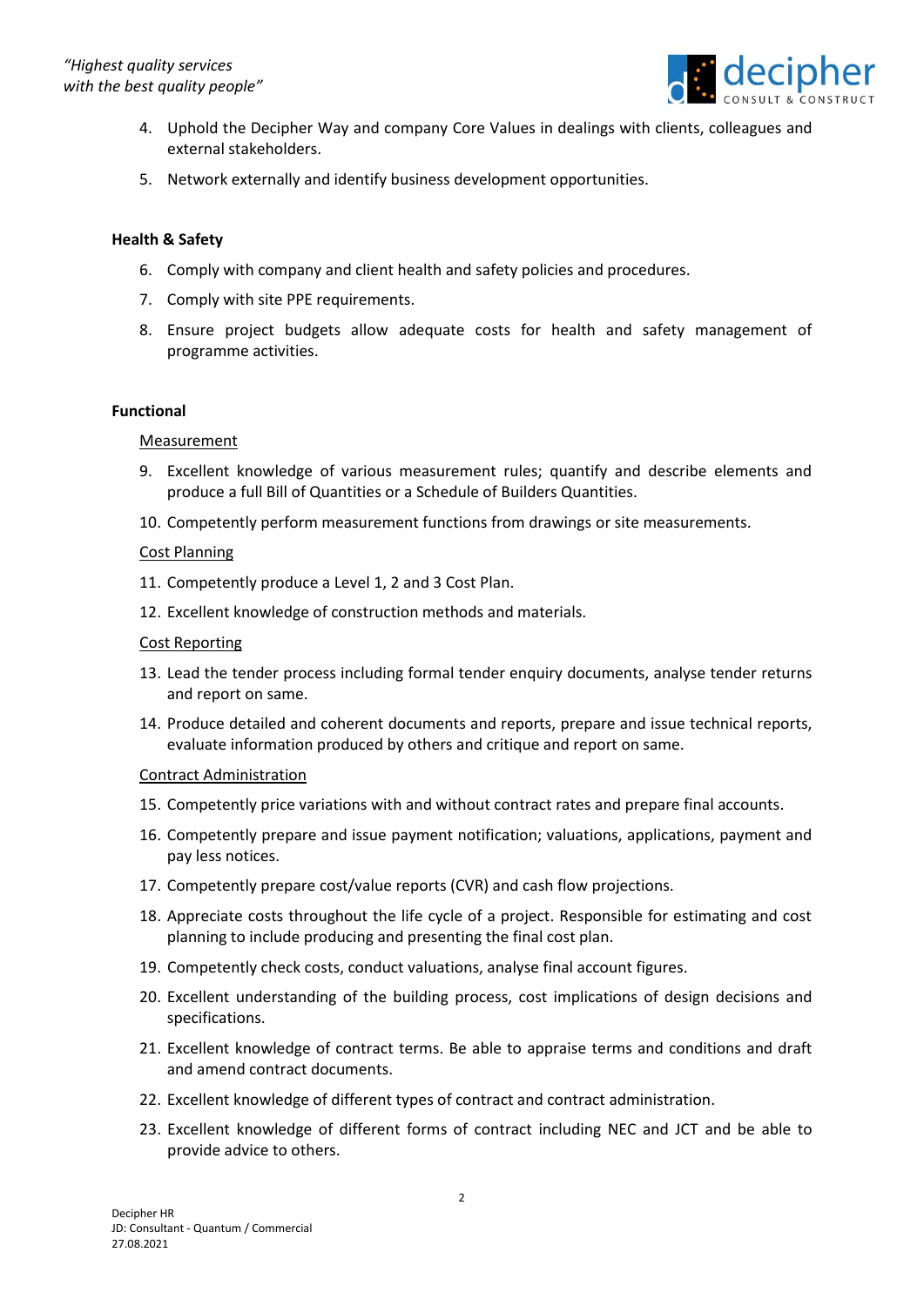4. Uphold the Decipher Way and company Core Values in dealings with clients, colleagues and external stakeholders.
5. Network externally and identify business development opportunities.

**Health & Safety**

6. Comply with company and client health and safety policies and procedures.
7. Comply with site PPE requirements.
8. Ensure project budgets allow adequate costs for health and safety management of programme activities.

**Functional**

Measurement

9. Excellent knowledge of various measurement rules; quantify and describe elements and produce a full Bill of Quantities or a Schedule of Builders Quantities.
10. Competently perform measurement functions from drawings or site measurements.

Cost Planning

11. Competently produce a Level 1, 2 and 3 Cost Plan.
12. Excellent knowledge of construction methods and materials.

Cost Reporting

13. Lead the tender process including formal tender enquiry documents, analyse tender returns and report on same.
14. Produce detailed and coherent documents and reports, prepare and issue technical reports, evaluate information produced by others and critique and report on same.

Contract Administration

15. Competently price variations with and without contract rates and prepare final accounts.
16. Competently prepare and issue payment notification; valuations, applications, payment and pay less notices.
17. Competently prepare cost/value reports (CVR) and cash flow projections.
18. Appreciate costs throughout the life cycle of a project. Responsible for estimating and cost planning to include producing and presenting the final cost plan.
19. Competently check costs, conduct valuations, analyse final account figures.
20. Excellent understanding of the building process, cost implications of design decisions and specifications.
21. Excellent knowledge of contract terms. Be able to appraise terms and conditions and draft and amend contract documents.
22. Excellent knowledge of different types of contract and contract administration.
23. Excellent knowledge of different forms of contract including NEC and JCT and be able to provide advice to others.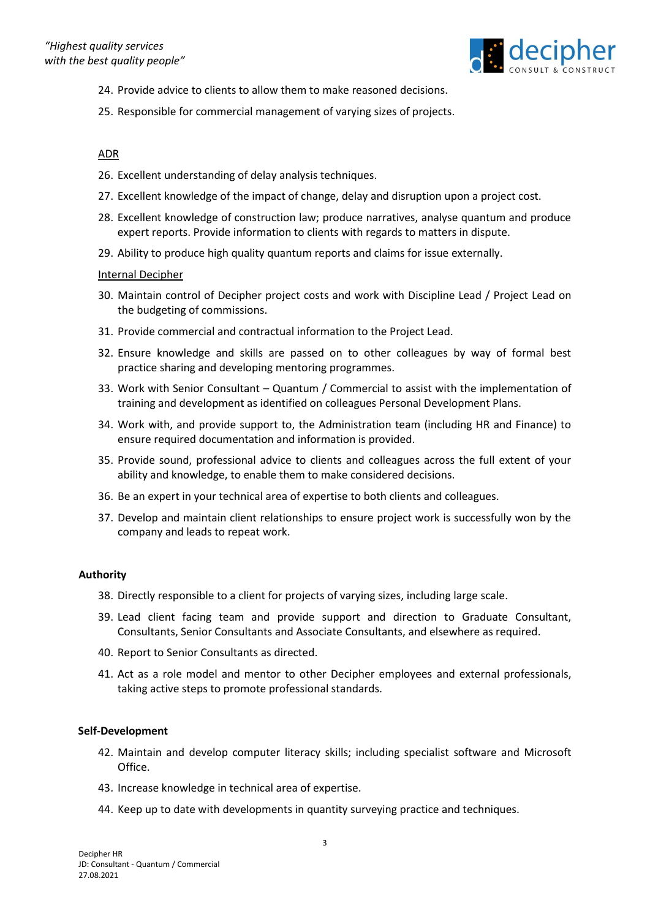24. Provide advice to clients to allow them to make reasoned decisions.
25. Responsible for commercial management of varying sizes of projects.

ADR

26. Excellent understanding of delay analysis techniques.
27. Excellent knowledge of the impact of change, delay and disruption upon a project cost.
28. Excellent knowledge of construction law; produce narratives, analyse quantum and produce expert reports. Provide information to clients with regards to matters in dispute.
29. Ability to produce high quality quantum reports and claims for issue externally.

Internal Decipher

30. Maintain control of Decipher project costs and work with Discipline Lead / Project Lead on the budgeting of commissions.
31. Provide commercial and contractual information to the Project Lead.
32. Ensure knowledge and skills are passed on to other colleagues by way of formal best practice sharing and developing mentoring programmes.
33. Work with Senior Consultant – Quantum / Commercial to assist with the implementation of training and development as identified on colleagues Personal Development Plans.
34. Work with, and provide support to, the Administration team (including HR and Finance) to ensure required documentation and information is provided.
35. Provide sound, professional advice to clients and colleagues across the full extent of your ability and knowledge, to enable them to make considered decisions.
36. Be an expert in your technical area of expertise to both clients and colleagues.
37. Develop and maintain client relationships to ensure project work is successfully won by the company and leads to repeat work.

**Authority**

38. Directly responsible to a client for projects of varying sizes, including large scale.
39. Lead client facing team and provide support and direction to Graduate Consultant, Consultants, Senior Consultants and Associate Consultants, and elsewhere as required.
40. Report to Senior Consultants as directed.
41. Act as a role model and mentor to other Decipher employees and external professionals, taking active steps to promote professional standards.

**Self-Development**

42. Maintain and develop computer literacy skills; including specialist software and Microsoft Office.
43. Increase knowledge in technical area of expertise.
44. Keep up to date with developments in quantity surveying practice and techniques.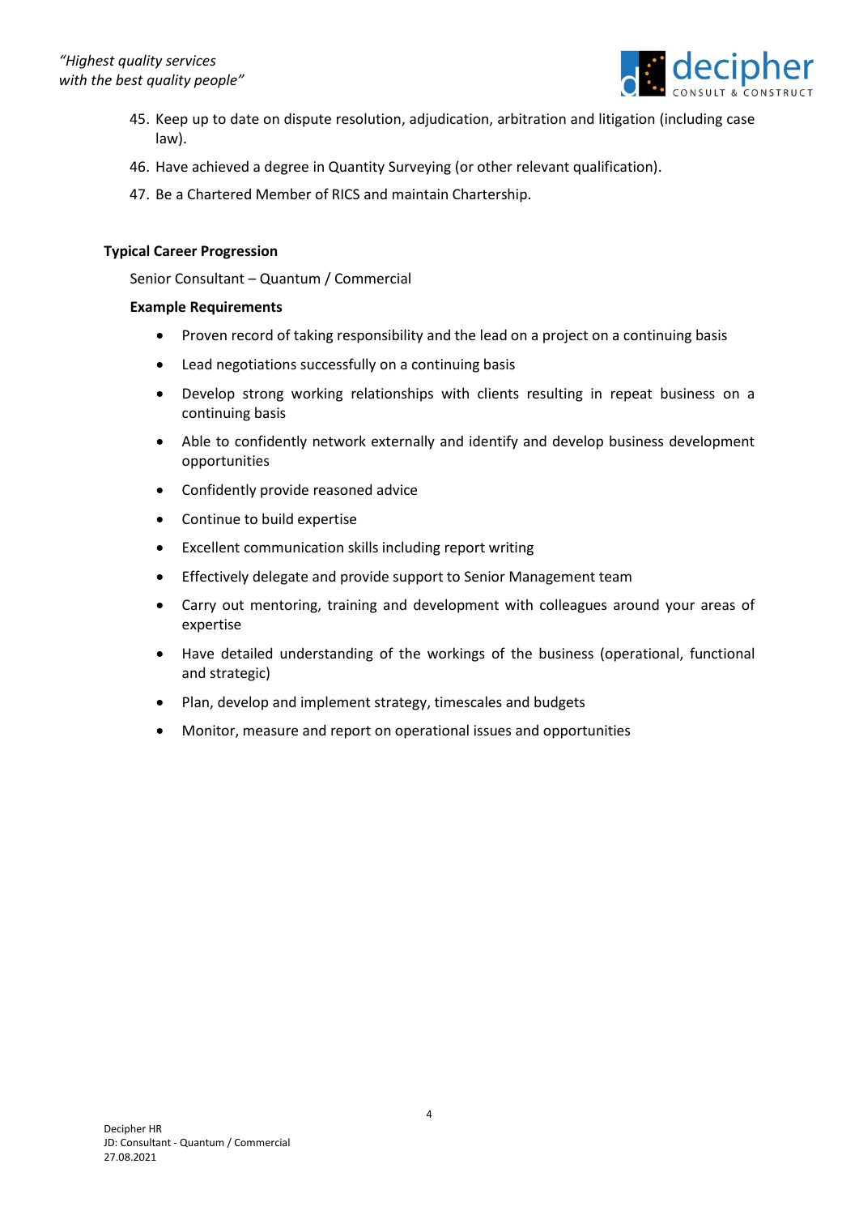45. Keep up to date on dispute resolution, adjudication, arbitration and litigation (including case law).
46. Have achieved a degree in Quantity Surveying (or other relevant qualification).
47. Be a Chartered Member of RICS and maintain Chartership.

**Typical Career Progression**

Senior Consultant – Quantum / Commercial

**Example Requirements**

- Proven record of taking responsibility and the lead on a project on a continuing basis
- Lead negotiations successfully on a continuing basis
- Develop strong working relationships with clients resulting in repeat business on a continuing basis
- Able to confidently network externally and identify and develop business development opportunities
- Confidently provide reasoned advice
- Continue to build expertise
- Excellent communication skills including report writing
- Effectively delegate and provide support to Senior Management team
- Carry out mentoring, training and development with colleagues around your areas of expertise
- Have detailed understanding of the workings of the business (operational, functional and strategic)
- Plan, develop and implement strategy, timescales and budgets
- Monitor, measure and report on operational issues and opportunities